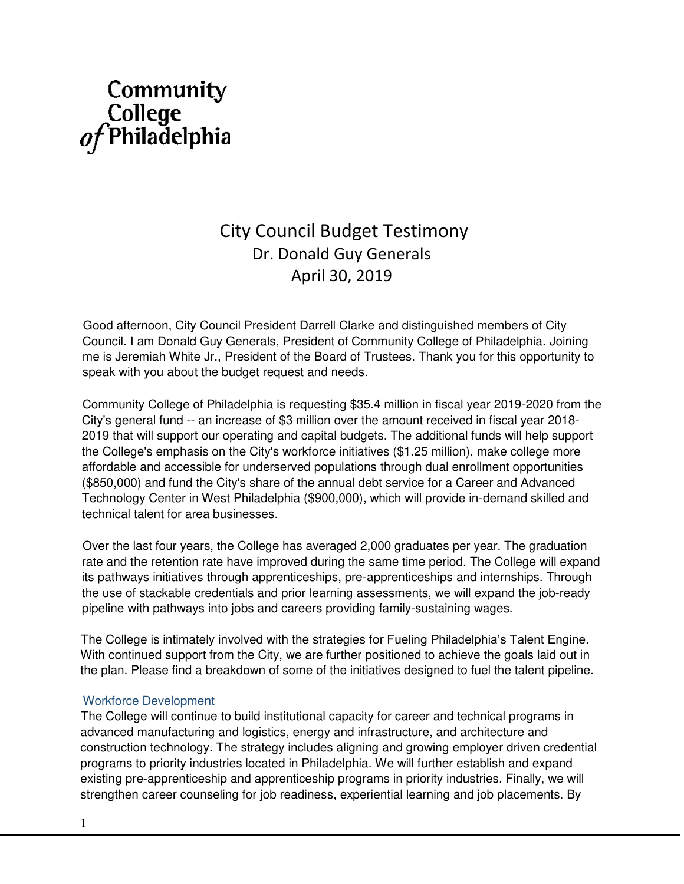Community College of Philadelphia

# City Council Budget Testimony

Dr. Donald Guy Generals

April 30, 2019

Good afternoon, City Council President Darrell Clarke and distinguished members of City Council. I am Donald Guy Generals, President of Community College of Philadelphia. Joining me is Jeremiah White Jr., President of the Board of Trustees. Thank you for this opportunity to speak with you about the budget request and needs.

Community College of Philadelphia is requesting $35.4 million in fiscal year 2019-2020 from the City's general fund -- an increase of $3 million over the amount received in fiscal year 2018-2019 that will support our operating and capital budgets. The additional funds will help support the College's emphasis on the City's workforce initiatives ($1.25 million), make college more affordable and accessible for underserved populations through dual enrollment opportunities ($850,000) and fund the City's share of the annual debt service for a Career and Advanced Technology Center in West Philadelphia ($900,000), which will provide in-demand skilled and technical talent for area businesses.

Over the last four years, the College has averaged 2,000 graduates per year. The graduation rate and the retention rate have improved during the same time period. The College will expand its pathways initiatives through apprenticeships, pre-apprenticeships and internships. Through the use of stackable credentials and prior learning assessments, we will expand the job-ready pipeline with pathways into jobs and careers providing family-sustaining wages.

The College is intimately involved with the strategies for Fueling Philadelphia's Talent Engine. With continued support from the City, we are further positioned to achieve the goals laid out in the plan. Please find a breakdown of some of the initiatives designed to fuel the talent pipeline.

## Workforce Development

The College will continue to build institutional capacity for career and technical programs in advanced manufacturing and logistics, energy and infrastructure, and architecture and construction technology. The strategy includes aligning and growing employer driven credential programs to priority industries located in Philadelphia. We will further establish and expand existing pre-apprenticeship and apprenticeship programs in priority industries. Finally, we will strengthen career counseling for job readiness, experiential learning and job placements. By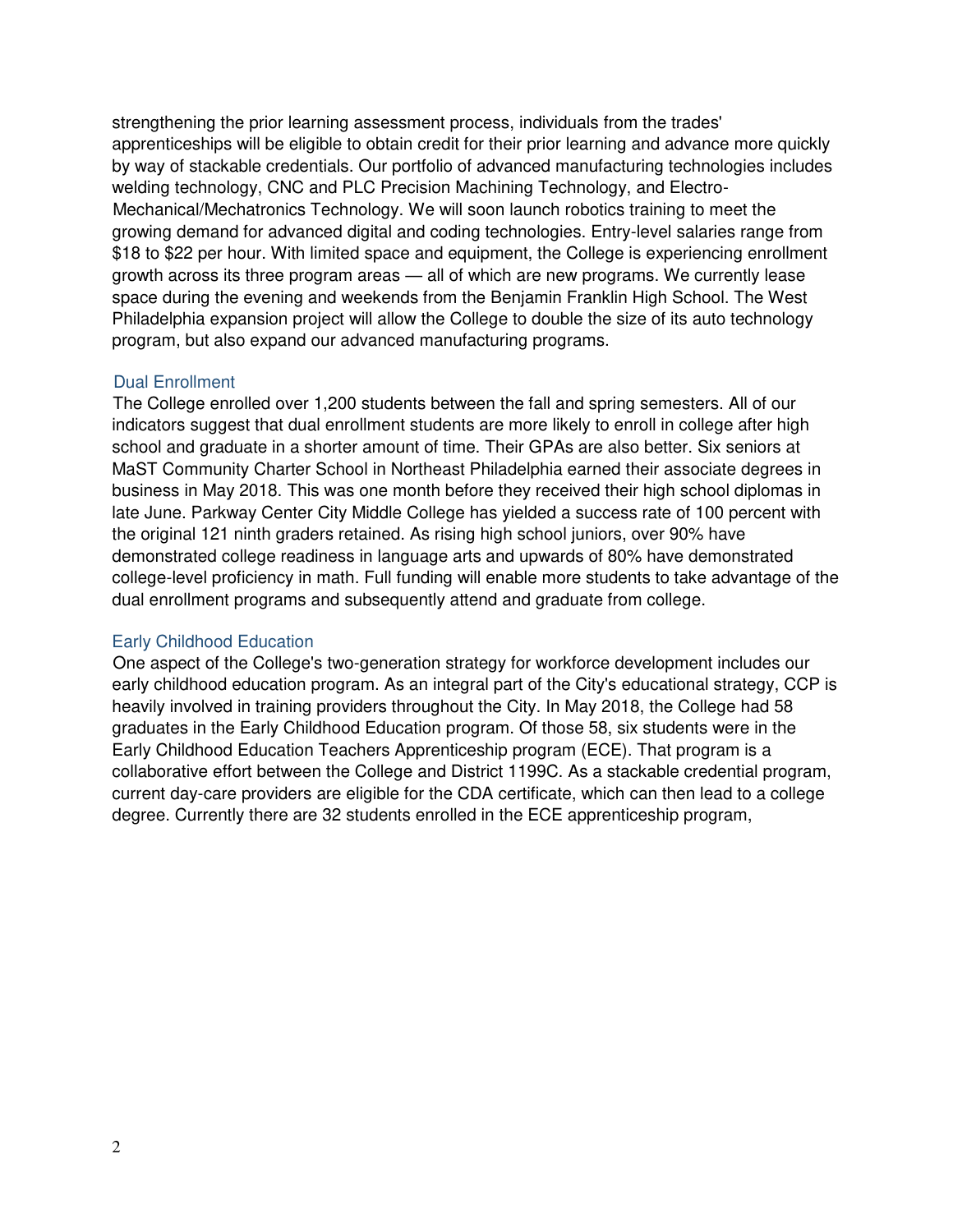strengthening the prior learning assessment process, individuals from the trades' apprenticeships will be eligible to obtain credit for their prior learning and advance more quickly by way of stackable credentials. Our portfolio of advanced manufacturing technologies includes welding technology, CNC and PLC Precision Machining Technology, and Electro-Mechanical/Mechatronics Technology. We will soon launch robotics training to meet the growing demand for advanced digital and coding technologies. Entry-level salaries range from $18 to $22 per hour. With limited space and equipment, the College is experiencing enrollment growth across its three program areas — all of which are new programs. We currently lease space during the evening and weekends from the Benjamin Franklin High School. The West Philadelphia expansion project will allow the College to double the size of its auto technology program, but also expand our advanced manufacturing programs.

### Dual Enrollment

The College enrolled over 1,200 students between the fall and spring semesters. All of our indicators suggest that dual enrollment students are more likely to enroll in college after high school and graduate in a shorter amount of time. Their GPAs are also better. Six seniors at MaST Community Charter School in Northeast Philadelphia earned their associate degrees in business in May 2018. This was one month before they received their high school diplomas in late June. Parkway Center City Middle College has yielded a success rate of 100 percent with the original 121 ninth graders retained. As rising high school juniors, over 90% have demonstrated college readiness in language arts and upwards of 80% have demonstrated college-level proficiency in math. Full funding will enable more students to take advantage of the dual enrollment programs and subsequently attend and graduate from college.

### Early Childhood Education

One aspect of the College's two-generation strategy for workforce development includes our early childhood education program. As an integral part of the City's educational strategy, CCP is heavily involved in training providers throughout the City. In May 2018, the College had 58 graduates in the Early Childhood Education program. Of those 58, six students were in the Early Childhood Education Teachers Apprenticeship program (ECE). That program is a collaborative effort between the College and District 1199C. As a stackable credential program, current day-care providers are eligible for the CDA certificate, which can then lead to a college degree. Currently there are 32 students enrolled in the ECE apprenticeship program,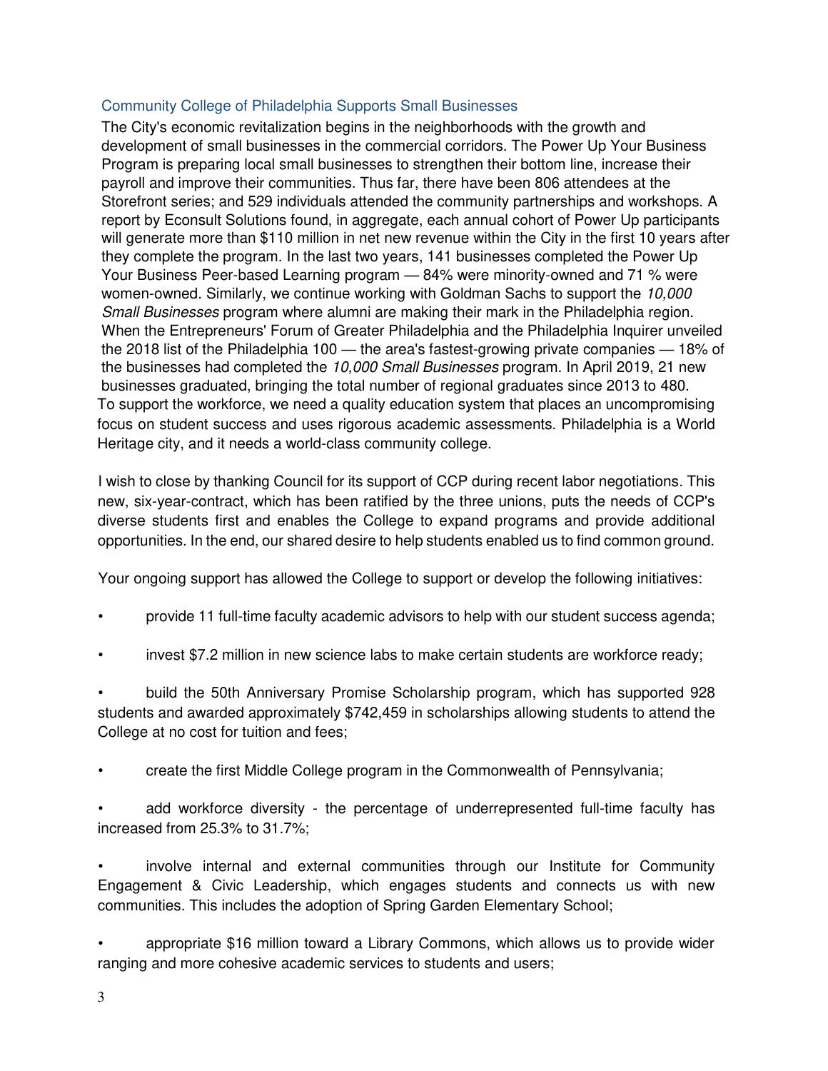## Community College of Philadelphia Supports Small Businesses

The City's economic revitalization begins in the neighborhoods with the growth and development of small businesses in the commercial corridors. The Power Up Your Business Program is preparing local small businesses to strengthen their bottom line, increase their payroll and improve their communities. Thus far, there have been 806 attendees at the Storefront series; and 529 individuals attended the community partnerships and workshops. A report by Econsult Solutions found, in aggregate, each annual cohort of Power Up participants will generate more than $110 million in net new revenue within the City in the first 10 years after they complete the program. In the last two years, 141 businesses completed the Power Up Your Business Peer-based Learning program — 84% were minority-owned and 71 % were women-owned. Similarly, we continue working with Goldman Sachs to support the *10,000 Small Businesses* program where alumni are making their mark in the Philadelphia region. When the Entrepreneurs' Forum of Greater Philadelphia and the Philadelphia Inquirer unveiled the 2018 list of the Philadelphia 100 — the area's fastest-growing private companies — 18% of the businesses had completed the *10,000 Small Businesses* program. In April 2019, 21 new businesses graduated, bringing the total number of regional graduates since 2013 to 480.
To support the workforce, we need a quality education system that places an uncompromising focus on student success and uses rigorous academic assessments. Philadelphia is a World Heritage city, and it needs a world-class community college.

I wish to close by thanking Council for its support of CCP during recent labor negotiations. This new, six-year-contract, which has been ratified by the three unions, puts the needs of CCP's diverse students first and enables the College to expand programs and provide additional opportunities. In the end, our shared desire to help students enabled us to find common ground.

Your ongoing support has allowed the College to support or develop the following initiatives:

- provide 11 full-time faculty academic advisors to help with our student success agenda;
- invest $7.2 million in new science labs to make certain students are workforce ready;
- build the 50th Anniversary Promise Scholarship program, which has supported 928 students and awarded approximately $742,459 in scholarships allowing students to attend the College at no cost for tuition and fees;
- create the first Middle College program in the Commonwealth of Pennsylvania;
- add workforce diversity - the percentage of underrepresented full-time faculty has increased from 25.3% to 31.7%;
- involve internal and external communities through our Institute for Community Engagement & Civic Leadership, which engages students and connects us with new communities. This includes the adoption of Spring Garden Elementary School;
- appropriate $16 million toward a Library Commons, which allows us to provide wider ranging and more cohesive academic services to students and users;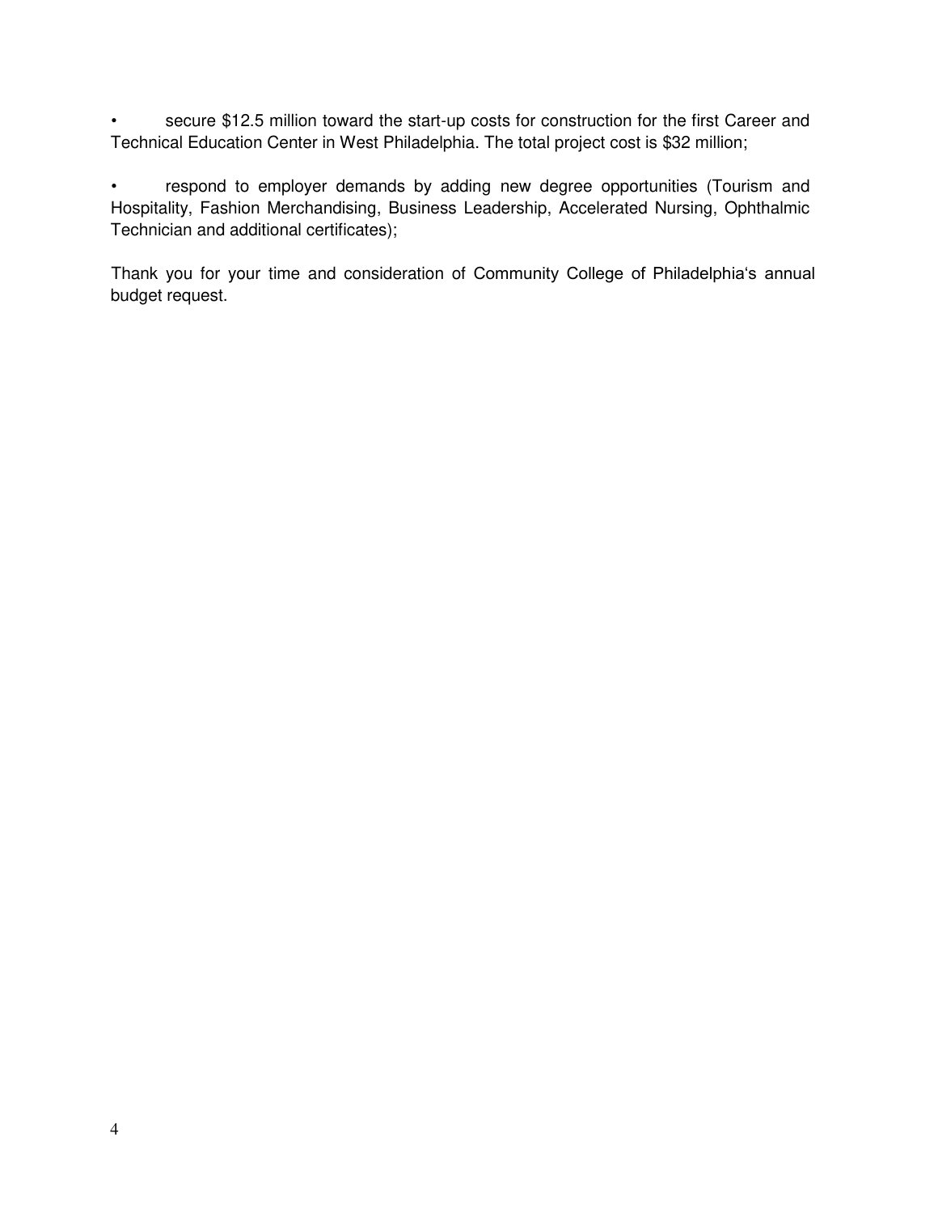- secure $12.5 million toward the start-up costs for construction for the first Career and Technical Education Center in West Philadelphia. The total project cost is $32 million;

- respond to employer demands by adding new degree opportunities (Tourism and Hospitality, Fashion Merchandising, Business Leadership, Accelerated Nursing, Ophthalmic Technician and additional certificates);

Thank you for your time and consideration of Community College of Philadelphia's annual budget request.